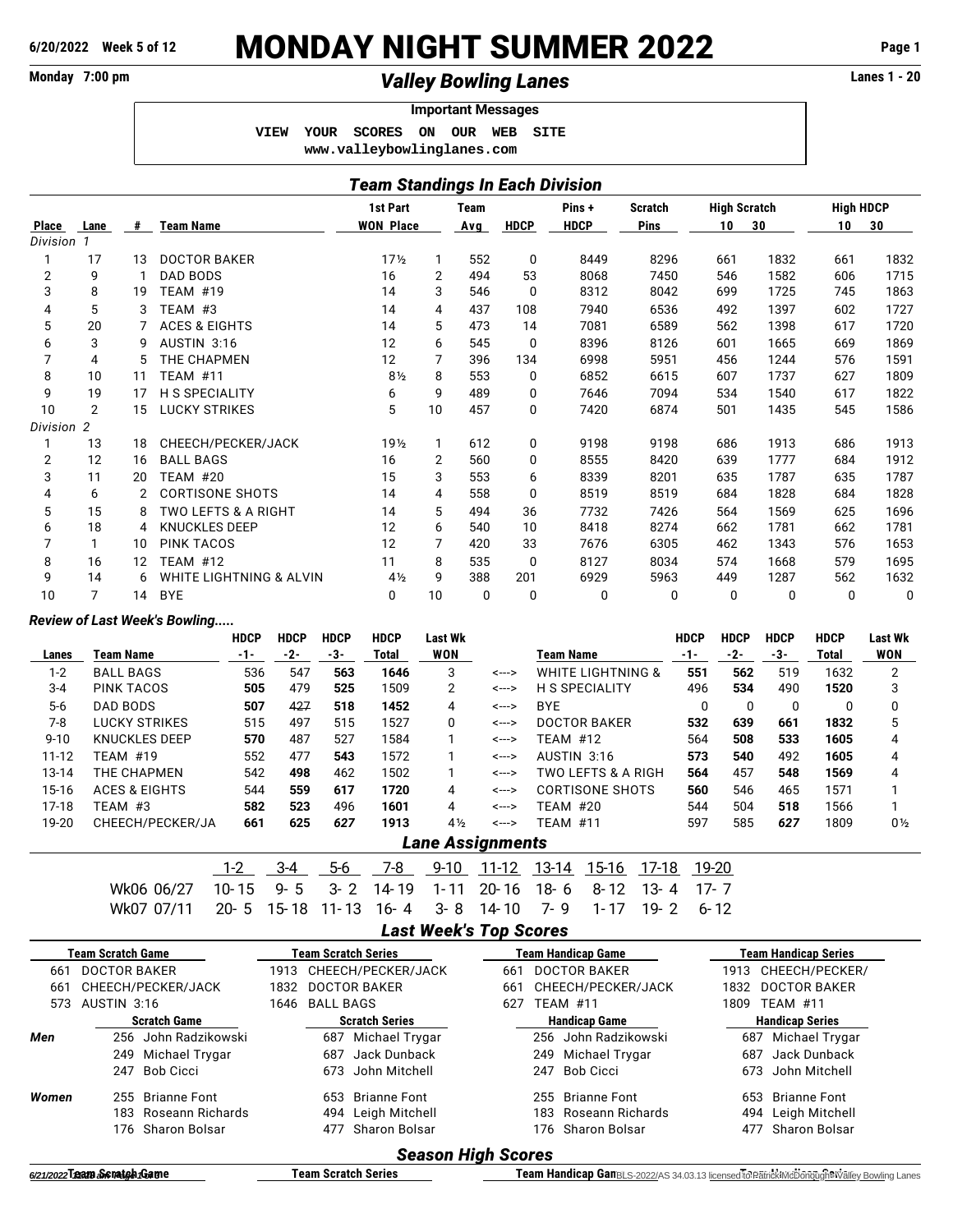# MONDAY NIGHT SUMMER 2022

6/20/2022 Week 5 of 12

Monday 7:00 pm

## *Valley Bowling Lanes*

Lanes 1 - 20

**Important Messages**

VIEW YOUR SCORES ON OUR WEB SITE
www.valleybowlinglanes.com

## *Team Standings In Each Division*

| Place | Lane | # | Team Name | 1st Part WON | Place | Team Avg | HDCP | Pins + HDCP | Scratch Pins | High Scratch 10 | High Scratch 30 | High HDCP 10 | High HDCP 30 |
|---|---|---|---|---|---|---|---|---|---|---|---|---|---|
| *Division 1* | | | | | | | | | | | | | |
| 1 | 17 | 13 | DOCTOR BAKER | 17½ | 1 | 552 | 0 | 8449 | 8296 | 661 | 1832 | 661 | 1832 |
| 2 | 9 | 1 | DAD BODS | 16 | 2 | 494 | 53 | 8068 | 7450 | 546 | 1582 | 606 | 1715 |
| 3 | 8 | 19 | TEAM #19 | 14 | 3 | 546 | 0 | 8312 | 8042 | 699 | 1725 | 745 | 1863 |
| 4 | 5 | 3 | TEAM #3 | 14 | 4 | 437 | 108 | 7940 | 6536 | 492 | 1397 | 602 | 1727 |
| 5 | 20 | 7 | ACES & EIGHTS | 14 | 5 | 473 | 14 | 7081 | 6589 | 562 | 1398 | 617 | 1720 |
| 6 | 3 | 9 | AUSTIN 3:16 | 12 | 6 | 545 | 0 | 8396 | 8126 | 601 | 1665 | 669 | 1869 |
| 7 | 4 | 5 | THE CHAPMEN | 12 | 7 | 396 | 134 | 6998 | 5951 | 456 | 1244 | 576 | 1591 |
| 8 | 10 | 11 | TEAM #11 | 8½ | 8 | 553 | 0 | 6852 | 6615 | 607 | 1737 | 627 | 1809 |
| 9 | 19 | 17 | H S SPECIALITY | 6 | 9 | 489 | 0 | 7646 | 7094 | 534 | 1540 | 617 | 1822 |
| 10 | 2 | 15 | LUCKY STRIKES | 5 | 10 | 457 | 0 | 7420 | 6874 | 501 | 1435 | 545 | 1586 |
| *Division 2* | | | | | | | | | | | | | |
| 1 | 13 | 18 | CHEECH/PECKER/JACK | 19½ | 1 | 612 | 0 | 9198 | 9198 | 686 | 1913 | 686 | 1913 |
| 2 | 12 | 16 | BALL BAGS | 16 | 2 | 560 | 0 | 8555 | 8420 | 639 | 1777 | 684 | 1912 |
| 3 | 11 | 20 | TEAM #20 | 15 | 3 | 553 | 6 | 8339 | 8201 | 635 | 1787 | 635 | 1787 |
| 4 | 6 | 2 | CORTISONE SHOTS | 14 | 4 | 558 | 0 | 8519 | 8519 | 684 | 1828 | 684 | 1828 |
| 5 | 15 | 8 | TWO LEFTS & A RIGHT | 14 | 5 | 494 | 36 | 7732 | 7426 | 564 | 1569 | 625 | 1696 |
| 6 | 18 | 4 | KNUCKLES DEEP | 12 | 6 | 540 | 10 | 8418 | 8274 | 662 | 1781 | 662 | 1781 |
| 7 | 1 | 10 | PINK TACOS | 12 | 7 | 420 | 33 | 7676 | 6305 | 462 | 1343 | 576 | 1653 |
| 8 | 16 | 12 | TEAM #12 | 11 | 8 | 535 | 0 | 8127 | 8034 | 574 | 1668 | 579 | 1695 |
| 9 | 14 | 6 | WHITE LIGHTNING & ALVIN | 4½ | 9 | 388 | 201 | 6929 | 5963 | 449 | 1287 | 562 | 1632 |
| 10 | 7 | 14 | BYE | 0 | 10 | 0 | 0 | 0 | 0 | 0 | 0 | 0 | 0 |

### *Review of Last Week's Bowling.....*

| Lanes | Team Name | HDCP -1- | HDCP -2- | HDCP -3- | HDCP Total | Last Wk WON | | Team Name | HDCP -1- | HDCP -2- | HDCP -3- | HDCP Total | Last Wk WON |
|---|---|---|---|---|---|---|---|---|---|---|---|---|---|
| 1-2 | BALL BAGS | 536 | 547 | **563** | **1646** | 3 | <---> | WHITE LIGHTNING & | **551** | **562** | 519 | 1632 | 2 |
| 3-4 | PINK TACOS | **505** | 479 | **525** | 1509 | 2 | <---> | H S SPECIALITY | 496 | **534** | 490 | **1520** | 3 |
| 5-6 | DAD BODS | **507** | ~~427~~ | **518** | 1452 | 4 | <---> | BYE | 0 | 0 | 0 | 0 | 0 |
| 7-8 | LUCKY STRIKES | 515 | 497 | 515 | 1527 | 0 | <---> | DOCTOR BAKER | **532** | **639** | **661** | **1832** | 5 |
| 9-10 | KNUCKLES DEEP | **570** | 487 | 527 | 1584 | 1 | <---> | TEAM #12 | 564 | **508** | **533** | **1605** | 4 |
| 11-12 | TEAM #19 | 552 | 477 | **543** | 1572 | 1 | <---> | AUSTIN 3:16 | **573** | **540** | 492 | **1605** | 4 |
| 13-14 | THE CHAPMEN | 542 | **498** | 462 | 1502 | 1 | <---> | TWO LEFTS & A RIGH | **564** | 457 | **548** | **1569** | 4 |
| 15-16 | ACES & EIGHTS | 544 | **559** | **617** | **1720** | 4 | <---> | CORTISONE SHOTS | **560** | 546 | 465 | 1571 | 1 |
| 17-18 | TEAM #3 | **582** | **523** | 496 | **1601** | 4 | <---> | TEAM #20 | 544 | 504 | **518** | 1566 | 1 |
| 19-20 | CHEECH/PECKER/JA | **661** | **625** | ***627*** | **1913** | 4½ | <---> | TEAM #11 | 597 | 585 | ***627*** | 1809 | 0½ |

## *Lane Assignments*

| | 1-2 | 3-4 | 5-6 | 7-8 | 9-10 | 11-12 | 13-14 | 15-16 | 17-18 | 19-20 |
|---|---|---|---|---|---|---|---|---|---|---|
| Wk06 06/27 | 10-15 | 9-5 | 3-2 | 14-19 | 1-11 | 20-16 | 18-6 | 8-12 | 13-4 | 17-7 |
| Wk07 07/11 | 20-5 | 15-18 | 11-13 | 16-4 | 3-8 | 14-10 | 7-9 | 1-17 | 19-2 | 6-12 |

## *Last Week's Top Scores*

| Team Scratch Game | Team Scratch Series | Team Handicap Game | Team Handicap Series |
|---|---|---|---|
| 661 DOCTOR BAKER | 1913 CHEECH/PECKER/JACK | 661 DOCTOR BAKER | 1913 CHEECH/PECKER/ |
| 661 CHEECH/PECKER/JACK | 1832 DOCTOR BAKER | 661 CHEECH/PECKER/JACK | 1832 DOCTOR BAKER |
| 573 AUSTIN 3:16 | 1646 BALL BAGS | 627 TEAM #11 | 1809 TEAM #11 |

| | Scratch Game | Scratch Series | Handicap Game | Handicap Series |
|---|---|---|---|---|
| ***Men*** | 256 John Radzikowski | 687 Michael Trygar | 256 John Radzikowski | 687 Michael Trygar |
| | 249 Michael Trygar | 687 Jack Dunback | 249 Michael Trygar | 687 Jack Dunback |
| | 247 Bob Cicci | 673 John Mitchell | 247 Bob Cicci | 673 John Mitchell |
| ***Women*** | 255 Brianne Font | 653 Brianne Font | 255 Brianne Font | 653 Brianne Font |
| | 183 Roseann Richards | 494 Leigh Mitchell | 183 Roseann Richards | 494 Leigh Mitchell |
| | 176 Sharon Bolsar | 477 Sharon Bolsar | 176 Sharon Bolsar | 477 Sharon Bolsar |

## *Season High Scores*

| Team Scratch Game | Team Scratch Series | Team Handicap Game |
|---|---|---|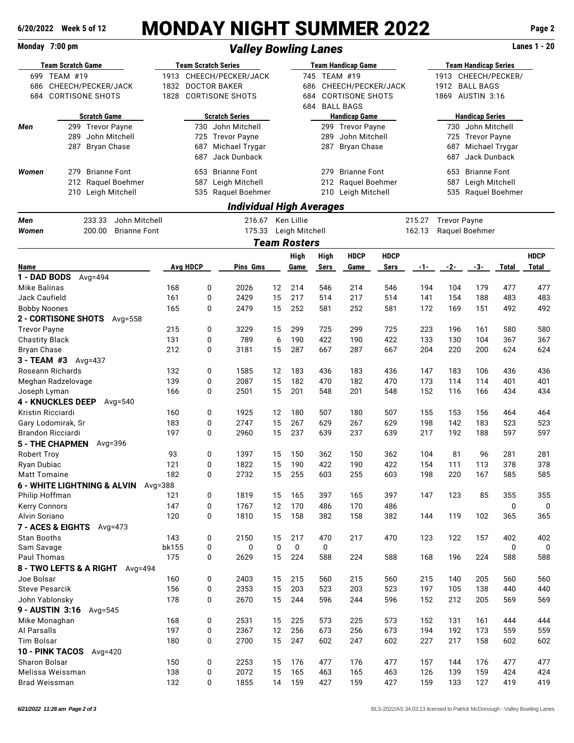# MONDAY NIGHT SUMMER 2022

**6/20/2022 Week 5 of 12**

**Monday 7:00 pm** — ***Valley Bowling Lanes*** — **Lanes 1 - 20**

| Team Scratch Game | Team Scratch Series | Team Handicap Game | Team Handicap Series |
|---|---|---|---|
| 699 TEAM #19 | 1913 CHEECH/PECKER/JACK | 745 TEAM #19 | 1913 CHEECH/PECKER/ |
| 686 CHEECH/PECKER/JACK | 1832 DOCTOR BAKER | 686 CHEECH/PECKER/JACK | 1912 BALL BAGS |
| 684 CORTISONE SHOTS | 1828 CORTISONE SHOTS | 684 CORTISONE SHOTS | 1869 AUSTIN 3:16 |
| | | 684 BALL BAGS | |

| | Scratch Game | Scratch Series | Handicap Game | Handicap Series |
|---|---|---|---|---|
| ***Men*** | 299 Trevor Payne | 730 John Mitchell | 299 Trevor Payne | 730 John Mitchell |
| | 289 John Mitchell | 725 Trevor Payne | 289 John Mitchell | 725 Trevor Payne |
| | 287 Bryan Chase | 687 Michael Trygar | 287 Bryan Chase | 687 Michael Trygar |
| | | 687 Jack Dunback | | 687 Jack Dunback |
| ***Women*** | 279 Brianne Font | 653 Brianne Font | 279 Brianne Font | 653 Brianne Font |
| | 212 Raquel Boehmer | 587 Leigh Mitchell | 212 Raquel Boehmer | 587 Leigh Mitchell |
| | 210 Leigh Mitchell | 535 Raquel Boehmer | 210 Leigh Mitchell | 535 Raquel Boehmer |

## *Individual High Averages*

| | | | |
|---|---|---|---|
| ***Men*** | 233.33 John Mitchell | 216.67 Ken Lillie | 215.27 Trevor Payne |
| ***Women*** | 200.00 Brianne Font | 175.33 Leigh Mitchell | 162.13 Raquel Boehmer |

## *Team Rosters*

| Name | Avg | HDCP | Pins | Gms | High Game | High Sers | HDCP Game | HDCP Sers | -1- | -2- | -3- | Total | HDCP Total |
|---|---|---|---|---|---|---|---|---|---|---|---|---|---|
| **1 - DAD BODS** Avg=494 | | | | | | | | | | | | | |
| Mike Balinas | 168 | 0 | 2026 | 12 | 214 | 546 | 214 | 546 | 194 | 104 | 179 | 477 | 477 |
| Jack Caufield | 161 | 0 | 2429 | 15 | 217 | 514 | 217 | 514 | 141 | 154 | 188 | 483 | 483 |
| Bobby Noones | 165 | 0 | 2479 | 15 | 252 | 581 | 252 | 581 | 172 | 169 | 151 | 492 | 492 |
| **2 - CORTISONE SHOTS** Avg=558 | | | | | | | | | | | | | |
| Trevor Payne | 215 | 0 | 3229 | 15 | 299 | 725 | 299 | 725 | 223 | 196 | 161 | 580 | 580 |
| Chastity Black | 131 | 0 | 789 | 6 | 190 | 422 | 190 | 422 | 133 | 130 | 104 | 367 | 367 |
| Bryan Chase | 212 | 0 | 3181 | 15 | 287 | 667 | 287 | 667 | 204 | 220 | 200 | 624 | 624 |
| **3 - TEAM #3** Avg=437 | | | | | | | | | | | | | |
| Roseann Richards | 132 | 0 | 1585 | 12 | 183 | 436 | 183 | 436 | 147 | 183 | 106 | 436 | 436 |
| Meghan Radzelovage | 139 | 0 | 2087 | 15 | 182 | 470 | 182 | 470 | 173 | 114 | 114 | 401 | 401 |
| Joseph Lyman | 166 | 0 | 2501 | 15 | 201 | 548 | 201 | 548 | 152 | 116 | 166 | 434 | 434 |
| **4 - KNUCKLES DEEP** Avg=540 | | | | | | | | | | | | | |
| Kristin Ricciardi | 160 | 0 | 1925 | 12 | 180 | 507 | 180 | 507 | 155 | 153 | 156 | 464 | 464 |
| Gary Lodomirak, Sr | 183 | 0 | 2747 | 15 | 267 | 629 | 267 | 629 | 198 | 142 | 183 | 523 | 523 |
| Brandon Ricciardi | 197 | 0 | 2960 | 15 | 237 | 639 | 237 | 639 | 217 | 192 | 188 | 597 | 597 |
| **5 - THE CHAPMEN** Avg=396 | | | | | | | | | | | | | |
| Robert Troy | 93 | 0 | 1397 | 15 | 150 | 362 | 150 | 362 | 104 | 81 | 96 | 281 | 281 |
| Ryan Dubiac | 121 | 0 | 1822 | 15 | 190 | 422 | 190 | 422 | 154 | 111 | 113 | 378 | 378 |
| Matt Tomaine | 182 | 0 | 2732 | 15 | 255 | 603 | 255 | 603 | 198 | 220 | 167 | 585 | 585 |
| **6 - WHITE LIGHTNING & ALVIN** Avg=388 | | | | | | | | | | | | | |
| Philip Hoffman | 121 | 0 | 1819 | 15 | 165 | 397 | 165 | 397 | 147 | 123 | 85 | 355 | 355 |
| Kerry Connors | 147 | 0 | 1767 | 12 | 170 | 486 | 170 | 486 | | | | 0 | 0 |
| Alvin Soriano | 120 | 0 | 1810 | 15 | 158 | 382 | 158 | 382 | 144 | 119 | 102 | 365 | 365 |
| **7 - ACES & EIGHTS** Avg=473 | | | | | | | | | | | | | |
| Stan Booths | 143 | 0 | 2150 | 15 | 217 | 470 | 217 | 470 | 123 | 122 | 157 | 402 | 402 |
| Sam Savage | bk155 | 0 | 0 | 0 | 0 | 0 | | | | | | 0 | 0 |
| Paul Thomas | 175 | 0 | 2629 | 15 | 224 | 588 | 224 | 588 | 168 | 196 | 224 | 588 | 588 |
| **8 - TWO LEFTS & A RIGHT** Avg=494 | | | | | | | | | | | | | |
| Joe Bolsar | 160 | 0 | 2403 | 15 | 215 | 560 | 215 | 560 | 215 | 140 | 205 | 560 | 560 |
| Steve Pesarcik | 156 | 0 | 2353 | 15 | 203 | 523 | 203 | 523 | 197 | 105 | 138 | 440 | 440 |
| John Yablonsky | 178 | 0 | 2670 | 15 | 244 | 596 | 244 | 596 | 152 | 212 | 205 | 569 | 569 |
| **9 - AUSTIN 3:16** Avg=545 | | | | | | | | | | | | | |
| Mike Monaghan | 168 | 0 | 2531 | 15 | 225 | 573 | 225 | 573 | 152 | 131 | 161 | 444 | 444 |
| Al Parsalls | 197 | 0 | 2367 | 12 | 256 | 673 | 256 | 673 | 194 | 192 | 173 | 559 | 559 |
| Tim Bolsar | 180 | 0 | 2700 | 15 | 247 | 602 | 247 | 602 | 227 | 217 | 158 | 602 | 602 |
| **10 - PINK TACOS** Avg=420 | | | | | | | | | | | | | |
| Sharon Bolsar | 150 | 0 | 2253 | 15 | 176 | 477 | 176 | 477 | 157 | 144 | 176 | 477 | 477 |
| Melissa Weissman | 138 | 0 | 2072 | 15 | 165 | 463 | 165 | 463 | 126 | 139 | 159 | 424 | 424 |
| Brad Weissman | 132 | 0 | 1855 | 14 | 159 | 427 | 159 | 427 | 159 | 133 | 127 | 419 | 419 |

*6/21/2022 11:28 am* BLS-2022/AS 34.03.13 licensed to Patrick McDonough - Valley Bowling Lanes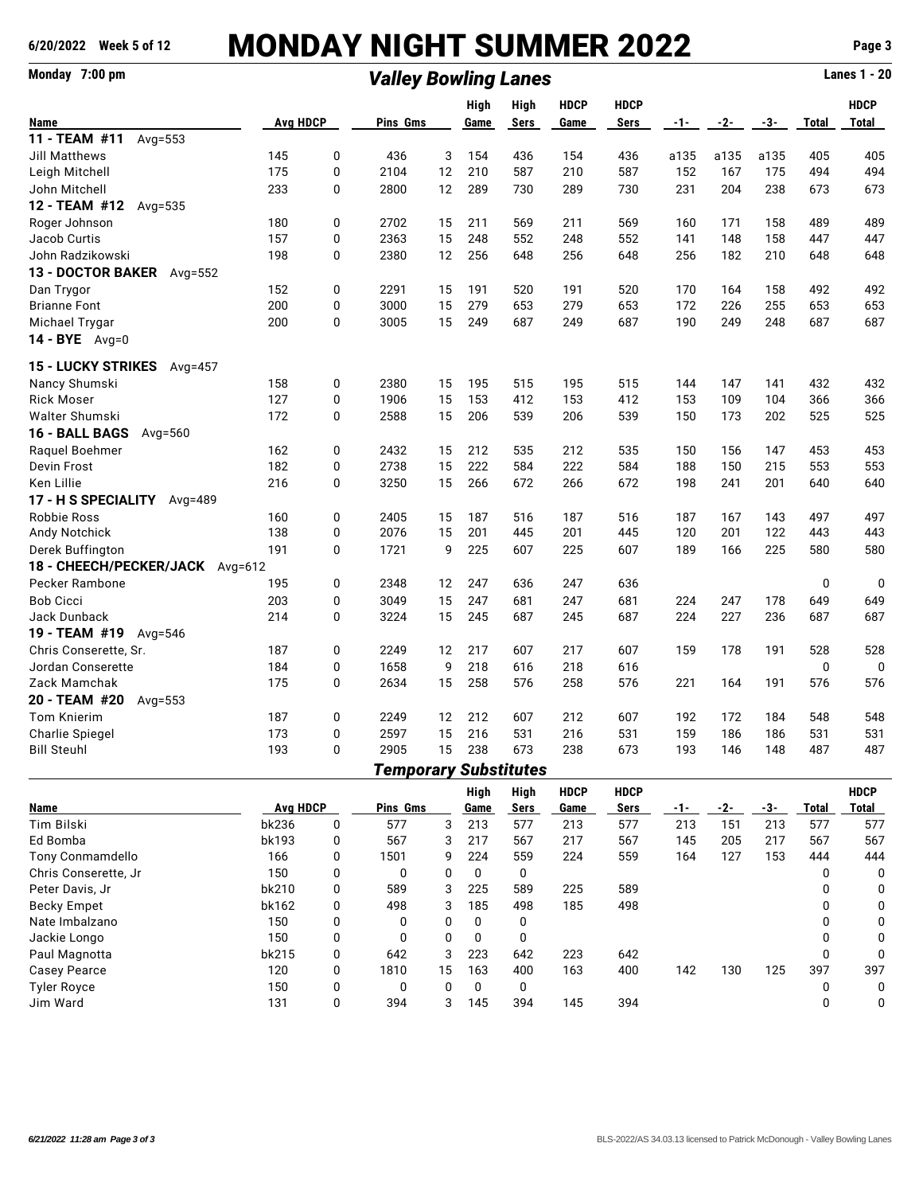# MONDAY NIGHT SUMMER 2022

6/20/2022 Week 5 of 12

Monday 7:00 pm

***Valley Bowling Lanes***

Lanes 1 - 20

| Name | Avg | HDCP | Pins | Gms | High Game | High Sers | HDCP Game | HDCP Sers | -1- | -2- | -3- | Total | HDCP Total |
|---|---|---|---|---|---|---|---|---|---|---|---|---|---|
| **11 - TEAM #11** Avg=553 | | | | | | | | | | | | | |
| Jill Matthews | 145 | 0 | 436 | 3 | 154 | 436 | 154 | 436 | a135 | a135 | a135 | 405 | 405 |
| Leigh Mitchell | 175 | 0 | 2104 | 12 | 210 | 587 | 210 | 587 | 152 | 167 | 175 | 494 | 494 |
| John Mitchell | 233 | 0 | 2800 | 12 | 289 | 730 | 289 | 730 | 231 | 204 | 238 | 673 | 673 |
| **12 - TEAM #12** Avg=535 | | | | | | | | | | | | | |
| Roger Johnson | 180 | 0 | 2702 | 15 | 211 | 569 | 211 | 569 | 160 | 171 | 158 | 489 | 489 |
| Jacob Curtis | 157 | 0 | 2363 | 15 | 248 | 552 | 248 | 552 | 141 | 148 | 158 | 447 | 447 |
| John Radzikowski | 198 | 0 | 2380 | 12 | 256 | 648 | 256 | 648 | 256 | 182 | 210 | 648 | 648 |
| **13 - DOCTOR BAKER** Avg=552 | | | | | | | | | | | | | |
| Dan Trygor | 152 | 0 | 2291 | 15 | 191 | 520 | 191 | 520 | 170 | 164 | 158 | 492 | 492 |
| Brianne Font | 200 | 0 | 3000 | 15 | 279 | 653 | 279 | 653 | 172 | 226 | 255 | 653 | 653 |
| Michael Trygar | 200 | 0 | 3005 | 15 | 249 | 687 | 249 | 687 | 190 | 249 | 248 | 687 | 687 |
| **14 - BYE** Avg=0 | | | | | | | | | | | | | |
| **15 - LUCKY STRIKES** Avg=457 | | | | | | | | | | | | | |
| Nancy Shumski | 158 | 0 | 2380 | 15 | 195 | 515 | 195 | 515 | 144 | 147 | 141 | 432 | 432 |
| Rick Moser | 127 | 0 | 1906 | 15 | 153 | 412 | 153 | 412 | 153 | 109 | 104 | 366 | 366 |
| Walter Shumski | 172 | 0 | 2588 | 15 | 206 | 539 | 206 | 539 | 150 | 173 | 202 | 525 | 525 |
| **16 - BALL BAGS** Avg=560 | | | | | | | | | | | | | |
| Raquel Boehmer | 162 | 0 | 2432 | 15 | 212 | 535 | 212 | 535 | 150 | 156 | 147 | 453 | 453 |
| Devin Frost | 182 | 0 | 2738 | 15 | 222 | 584 | 222 | 584 | 188 | 150 | 215 | 553 | 553 |
| Ken Lillie | 216 | 0 | 3250 | 15 | 266 | 672 | 266 | 672 | 198 | 241 | 201 | 640 | 640 |
| **17 - H S SPECIALITY** Avg=489 | | | | | | | | | | | | | |
| Robbie Ross | 160 | 0 | 2405 | 15 | 187 | 516 | 187 | 516 | 187 | 167 | 143 | 497 | 497 |
| Andy Notchick | 138 | 0 | 2076 | 15 | 201 | 445 | 201 | 445 | 120 | 201 | 122 | 443 | 443 |
| Derek Buffington | 191 | 0 | 1721 | 9 | 225 | 607 | 225 | 607 | 189 | 166 | 225 | 580 | 580 |
| **18 - CHEECH/PECKER/JACK** Avg=612 | | | | | | | | | | | | | |
| Pecker Rambone | 195 | 0 | 2348 | 12 | 247 | 636 | 247 | 636 | | | | 0 | 0 |
| Bob Cicci | 203 | 0 | 3049 | 15 | 247 | 681 | 247 | 681 | 224 | 247 | 178 | 649 | 649 |
| Jack Dunback | 214 | 0 | 3224 | 15 | 245 | 687 | 245 | 687 | 224 | 227 | 236 | 687 | 687 |
| **19 - TEAM #19** Avg=546 | | | | | | | | | | | | | |
| Chris Conserette, Sr. | 187 | 0 | 2249 | 12 | 217 | 607 | 217 | 607 | 159 | 178 | 191 | 528 | 528 |
| Jordan Conserette | 184 | 0 | 1658 | 9 | 218 | 616 | 218 | 616 | | | | 0 | 0 |
| Zack Mamchak | 175 | 0 | 2634 | 15 | 258 | 576 | 258 | 576 | 221 | 164 | 191 | 576 | 576 |
| **20 - TEAM #20** Avg=553 | | | | | | | | | | | | | |
| Tom Knierim | 187 | 0 | 2249 | 12 | 212 | 607 | 212 | 607 | 192 | 172 | 184 | 548 | 548 |
| Charlie Spiegel | 173 | 0 | 2597 | 15 | 216 | 531 | 216 | 531 | 159 | 186 | 186 | 531 | 531 |
| Bill Steuhl | 193 | 0 | 2905 | 15 | 238 | 673 | 238 | 673 | 193 | 146 | 148 | 487 | 487 |

***Temporary Substitutes***

| Name | Avg | HDCP | Pins | Gms | High Game | High Sers | HDCP Game | HDCP Sers | -1- | -2- | -3- | Total | HDCP Total |
|---|---|---|---|---|---|---|---|---|---|---|---|---|---|
| Tim Bilski | bk236 | 0 | 577 | 3 | 213 | 577 | 213 | 577 | 213 | 151 | 213 | 577 | 577 |
| Ed Bomba | bk193 | 0 | 567 | 3 | 217 | 567 | 217 | 567 | 145 | 205 | 217 | 567 | 567 |
| Tony Conmamdello | 166 | 0 | 1501 | 9 | 224 | 559 | 224 | 559 | 164 | 127 | 153 | 444 | 444 |
| Chris Conserette, Jr | 150 | 0 | 0 | 0 | 0 | 0 | | | | | | 0 | 0 |
| Peter Davis, Jr | bk210 | 0 | 589 | 3 | 225 | 589 | 225 | 589 | | | | 0 | 0 |
| Becky Empet | bk162 | 0 | 498 | 3 | 185 | 498 | 185 | 498 | | | | 0 | 0 |
| Nate Imbalzano | 150 | 0 | 0 | 0 | 0 | 0 | | | | | | 0 | 0 |
| Jackie Longo | 150 | 0 | 0 | 0 | 0 | 0 | | | | | | 0 | 0 |
| Paul Magnotta | bk215 | 0 | 642 | 3 | 223 | 642 | 223 | 642 | | | | 0 | 0 |
| Casey Pearce | 120 | 0 | 1810 | 15 | 163 | 400 | 163 | 400 | 142 | 130 | 125 | 397 | 397 |
| Tyler Royce | 150 | 0 | 0 | 0 | 0 | 0 | | | | | | 0 | 0 |
| Jim Ward | 131 | 0 | 394 | 3 | 145 | 394 | 145 | 394 | | | | 0 | 0 |

*6/21/2022 11:28 am*

BLS-2022/AS 34.03.13 licensed to Patrick McDonough - Valley Bowling Lanes